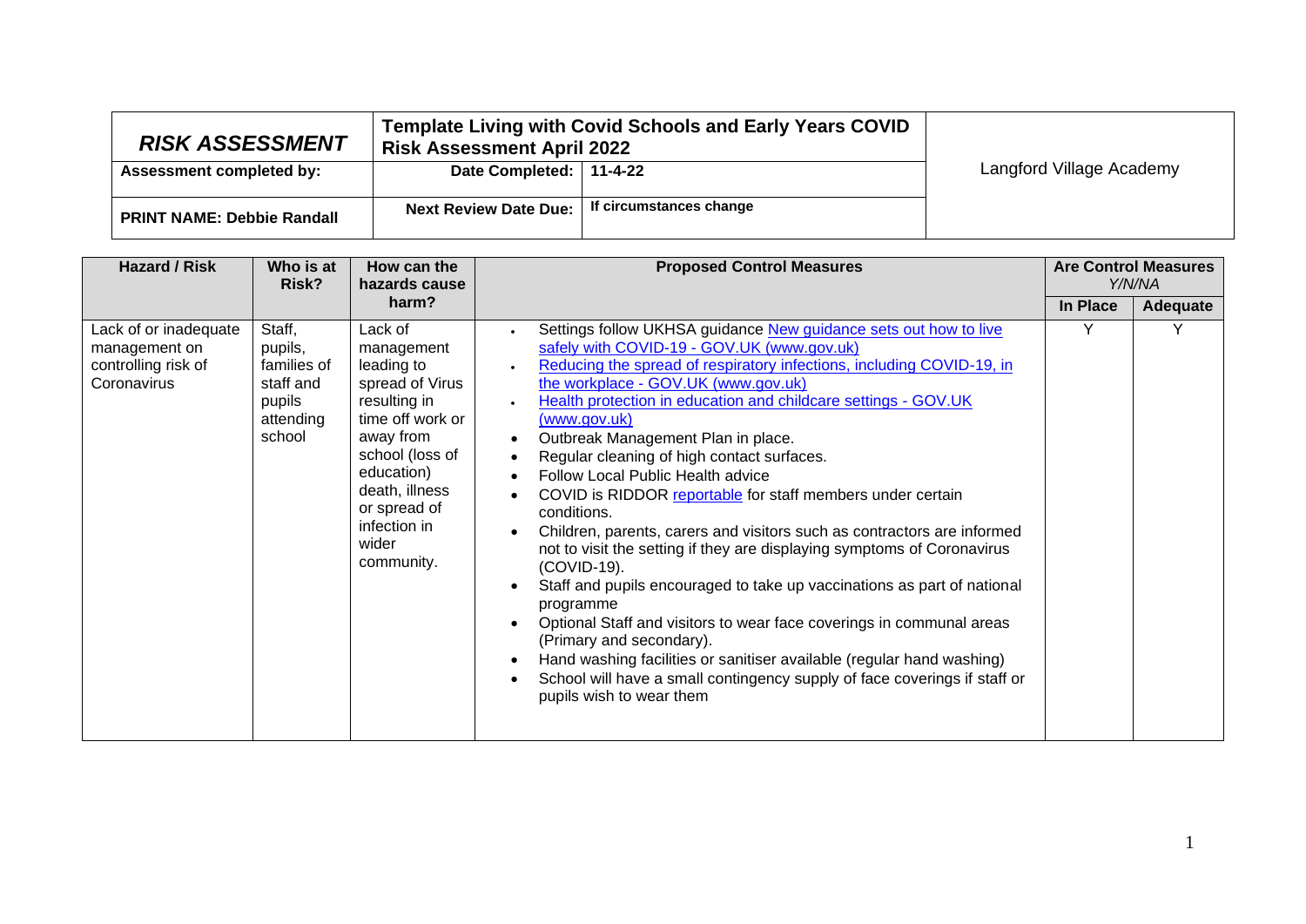| ***RISK ASSESSMENT*** | **Template Living with Covid Schools and Early Years COVID Risk Assessment April 2022** | | Langford Village Academy |
|---|---|---|---|
| **Assessment completed by:** | **Date Completed:** | **11-4-22** | |
| **PRINT NAME: Debbie Randall** | **Next Review Date Due:** | **If circumstances change** | |

| **Hazard / Risk** | **Who is at Risk?** | **How can the hazards cause harm?** | **Proposed Control Measures** | **Are Control Measures** *Y/N/NA* | |
|---|---|---|---|---|---|
| | | | | **In Place** | **Adequate** |
| Lack of or inadequate management on controlling risk of Coronavirus | Staff, pupils, families of staff and pupils attending school | Lack of management leading to spread of Virus resulting in time off work or away from school (loss of education) death, illness or spread of infection in wider community. | • Settings follow UKHSA guidance New guidance sets out how to live safely with COVID-19 - GOV.UK (www.gov.uk)<br>• Reducing the spread of respiratory infections, including COVID-19, in the workplace - GOV.UK (www.gov.uk)<br>• Health protection in education and childcare settings - GOV.UK (www.gov.uk)<br>• Outbreak Management Plan in place.<br>• Regular cleaning of high contact surfaces.<br>• Follow Local Public Health advice<br>• COVID is RIDDOR reportable for staff members under certain conditions.<br>• Children, parents, carers and visitors such as contractors are informed not to visit the setting if they are displaying symptoms of Coronavirus (COVID-19).<br>• Staff and pupils encouraged to take up vaccinations as part of national programme<br>• Optional Staff and visitors to wear face coverings in communal areas (Primary and secondary).<br>• Hand washing facilities or sanitiser available (regular hand washing)<br>• School will have a small contingency supply of face coverings if staff or pupils wish to wear them | Y | Y |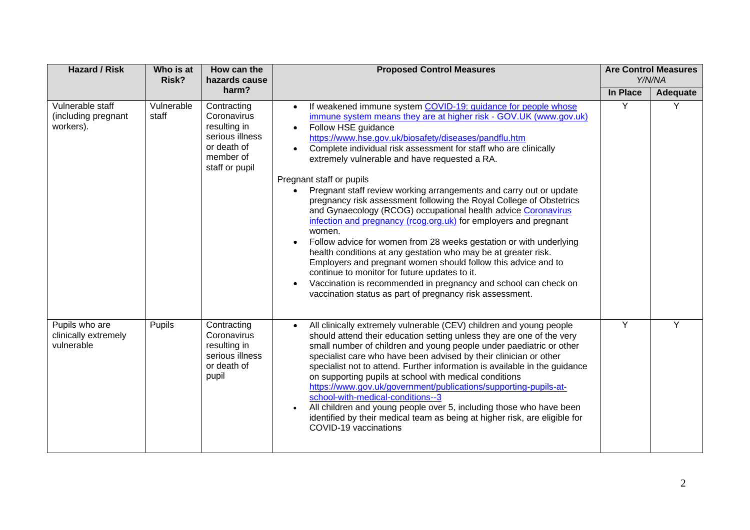| Hazard / Risk | Who is at Risk? | How can the hazards cause harm? | Proposed Control Measures | Are Control Measures Y/N/NA | |
|---|---|---|---|---|---|
| | | | | In Place | Adequate |
| Vulnerable staff (including pregnant workers). | Vulnerable staff | Contracting Coronavirus resulting in serious illness or death of member of staff or pupil | • If weakened immune system [COVID-19: guidance for people whose immune system means they are at higher risk - GOV.UK (www.gov.uk)](https://www.gov.uk)<br>• Follow HSE guidance https://www.hse.gov.uk/biosafety/diseases/pandflu.htm<br>• Complete individual risk assessment for staff who are clinically extremely vulnerable and have requested a RA.<br><br>Pregnant staff or pupils<br>• Pregnant staff review working arrangements and carry out or update pregnancy risk assessment following the Royal College of Obstetrics and Gynaecology (RCOG) occupational health advice [Coronavirus infection and pregnancy (rcog.org.uk)](https://www.rcog.org.uk) for employers and pregnant women.<br>• Follow advice for women from 28 weeks gestation or with underlying health conditions at any gestation who may be at greater risk. Employers and pregnant women should follow this advice and to continue to monitor for future updates to it.<br>• Vaccination is recommended in pregnancy and school can check on vaccination status as part of pregnancy risk assessment. | Y | Y |
| Pupils who are clinically extremely vulnerable | Pupils | Contracting Coronavirus resulting in serious illness or death of pupil | • All clinically extremely vulnerable (CEV) children and young people should attend their education setting unless they are one of the very small number of children and young people under paediatric or other specialist care who have been advised by their clinician or other specialist not to attend. Further information is available in the guidance on supporting pupils at school with medical conditions https://www.gov.uk/government/publications/supporting-pupils-at-school-with-medical-conditions--3<br>• All children and young people over 5, including those who have been identified by their medical team as being at higher risk, are eligible for COVID-19 vaccinations | Y | Y |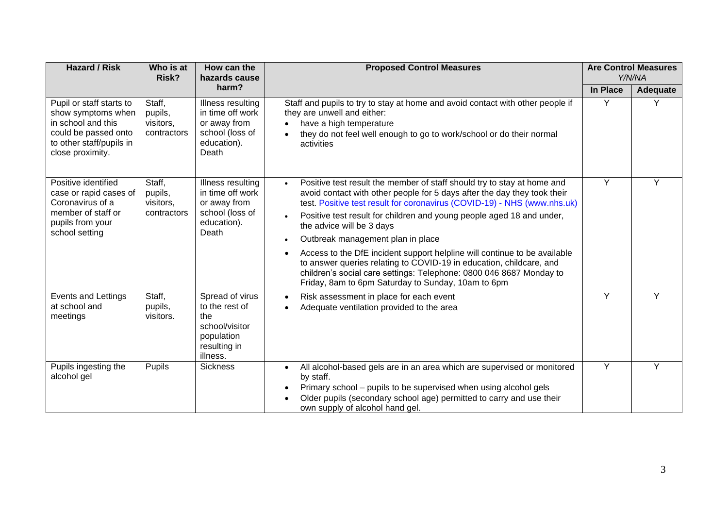| Hazard / Risk | Who is at Risk? | How can the hazards cause harm? | Proposed Control Measures | Are Control Measures *Y/N/NA* | |
|---|---|---|---|---|---|
| | | | | **In Place** | **Adequate** |
| Pupil or staff starts to show symptoms when in school and this could be passed onto to other staff/pupils in close proximity. | Staff, pupils, visitors, contractors | Illness resulting in time off work or away from school (loss of education). Death | Staff and pupils to try to stay at home and avoid contact with other people if they are unwell and either:<br>• have a high temperature<br>• they do not feel well enough to go to work/school or do their normal activities | Y | Y |
| Positive identified case or rapid cases of Coronavirus of a member of staff or pupils from your school setting | Staff, pupils, visitors, contractors | Illness resulting in time off work or away from school (loss of education). Death | • Positive test result the member of staff should try to stay at home and avoid contact with other people for 5 days after the day they took their test. [Positive test result for coronavirus (COVID-19) - NHS (www.nhs.uk)](https://www.nhs.uk)<br>• Positive test result for children and young people aged 18 and under, the advice will be 3 days<br>• Outbreak management plan in place<br>• Access to the DfE incident support helpline will continue to be available to answer queries relating to COVID-19 in education, childcare, and children's social care settings: Telephone: 0800 046 8687 Monday to Friday, 8am to 6pm Saturday to Sunday, 10am to 6pm | Y | Y |
| Events and Lettings at school and meetings | Staff, pupils, visitors. | Spread of virus to the rest of the school/visitor population resulting in illness. | • Risk assessment in place for each event<br>• Adequate ventilation provided to the area | Y | Y |
| Pupils ingesting the alcohol gel | Pupils | Sickness | • All alcohol-based gels are in an area which are supervised or monitored by staff.<br>• Primary school – pupils to be supervised when using alcohol gels<br>• Older pupils (secondary school age) permitted to carry and use their own supply of alcohol hand gel. | Y | Y |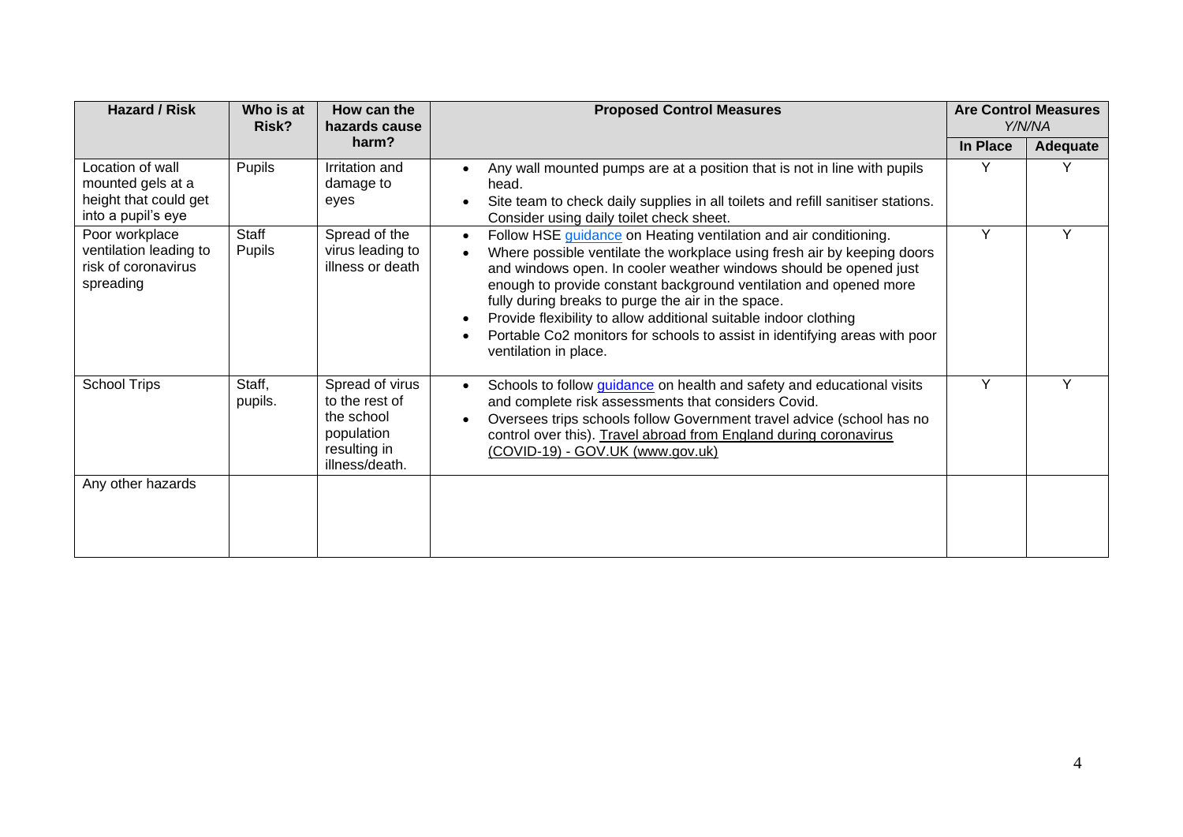| Hazard / Risk | Who is at Risk? | How can the hazards cause harm? | Proposed Control Measures | Are Control Measures *Y/N/NA* | |
|---|---|---|---|---|---|
| | | | | **In Place** | **Adequate** |
| Location of wall mounted gels at a height that could get into a pupil's eye | Pupils | Irritation and damage to eyes | • Any wall mounted pumps are at a position that is not in line with pupils head.<br>• Site team to check daily supplies in all toilets and refill sanitiser stations. Consider using daily toilet check sheet. | Y | Y |
| Poor workplace ventilation leading to risk of coronavirus spreading | Staff<br>Pupils | Spread of the virus leading to illness or death | • Follow HSE guidance on Heating ventilation and air conditioning.<br>• Where possible ventilate the workplace using fresh air by keeping doors and windows open. In cooler weather windows should be opened just enough to provide constant background ventilation and opened more fully during breaks to purge the air in the space.<br>• Provide flexibility to allow additional suitable indoor clothing<br>• Portable Co2 monitors for schools to assist in identifying areas with poor ventilation in place. | Y | Y |
| School Trips | Staff, pupils. | Spread of virus to the rest of the school population resulting in illness/death. | • Schools to follow guidance on health and safety and educational visits and complete risk assessments that considers Covid.<br>• Oversees trips schools follow Government travel advice (school has no control over this). Travel abroad from England during coronavirus (COVID-19) - GOV.UK (www.gov.uk) | Y | Y |
| Any other hazards | | | | | |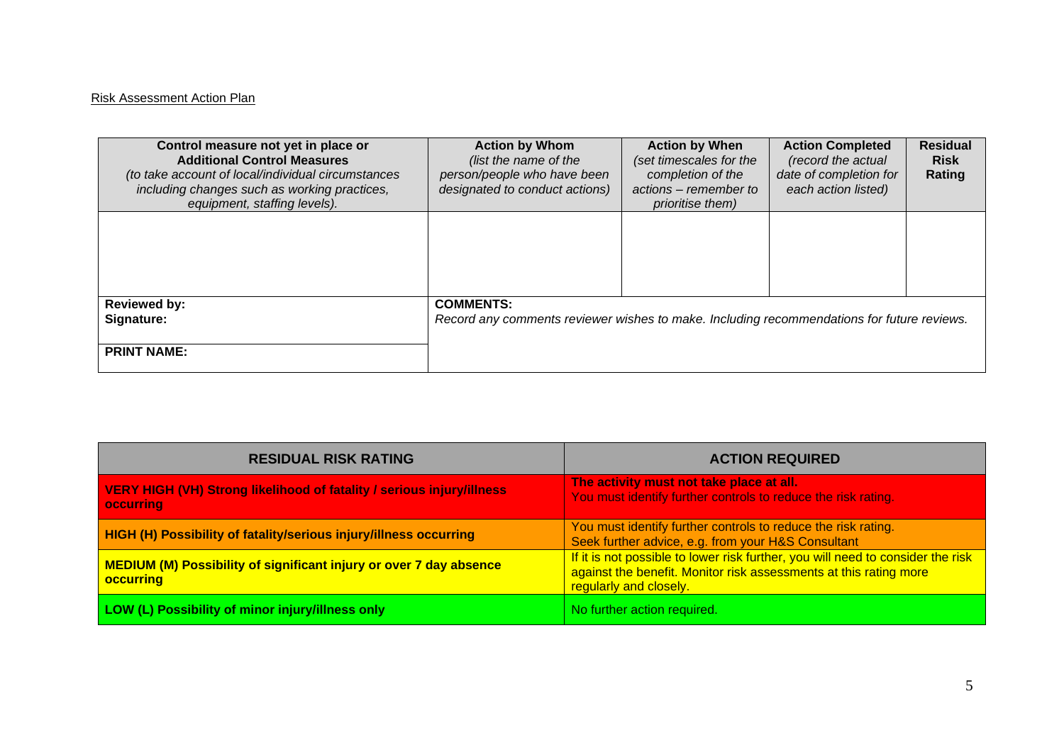Risk Assessment Action Plan

| **Control measure not yet in place or Additional Control Measures** *(to take account of local/individual circumstances including changes such as working practices, equipment, staffing levels).* | **Action by Whom** *(list the name of the person/people who have been designated to conduct actions)* | **Action by When** *(set timescales for the completion of the actions – remember to prioritise them)* | **Action Completed** *(record the actual date of completion for each action listed)* | **Residual Risk Rating** |
|---|---|---|---|---|
| | | | | |
| **Reviewed by:** **Signature:** | **COMMENTS:** *Record any comments reviewer wishes to make. Including recommendations for future reviews.* | | | |
| **PRINT NAME:** | | | | |

| RESIDUAL RISK RATING | ACTION REQUIRED |
|---|---|
| **VERY HIGH (VH) Strong likelihood of fatality / serious injury/illness occurring** | **The activity must not take place at all.** You must identify further controls to reduce the risk rating. |
| **HIGH (H) Possibility of fatality/serious injury/illness occurring** | You must identify further controls to reduce the risk rating. Seek further advice, e.g. from your H&S Consultant |
| **MEDIUM (M) Possibility of significant injury or over 7 day absence occurring** | If it is not possible to lower risk further, you will need to consider the risk against the benefit. Monitor risk assessments at this rating more regularly and closely. |
| **LOW (L) Possibility of minor injury/illness only** | No further action required. |